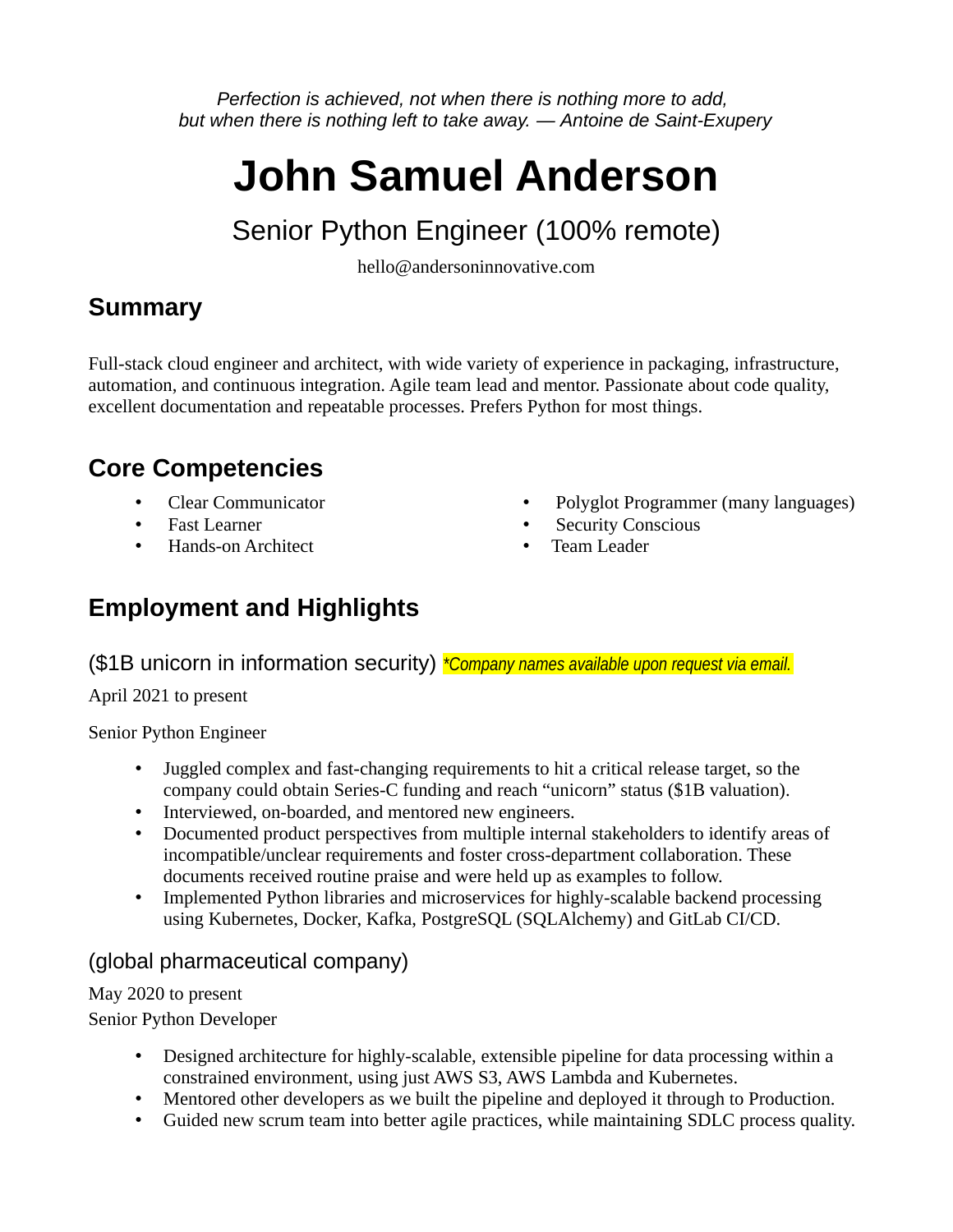*Perfection is achieved, not when there is nothing more to add,*
*but when there is nothing left to take away. — Antoine de Saint-Exupery*

# John Samuel Anderson

## Senior Python Engineer (100% remote)

hello@andersoninnovative.com

## Summary

Full-stack cloud engineer and architect, with wide variety of experience in packaging, infrastructure, automation, and continuous integration. Agile team lead and mentor. Passionate about code quality, excellent documentation and repeatable processes. Prefers Python for most things.

## Core Competencies

- Clear Communicator
- Fast Learner
- Hands-on Architect
- Polyglot Programmer (many languages)
- Security Conscious
- Team Leader

## Employment and Highlights

### ($1B unicorn in information security) *\*Company names available upon request via email.*

April 2021 to present

Senior Python Engineer

- Juggled complex and fast-changing requirements to hit a critical release target, so the company could obtain Series-C funding and reach "unicorn" status ($1B valuation).
- Interviewed, on-boarded, and mentored new engineers.
- Documented product perspectives from multiple internal stakeholders to identify areas of incompatible/unclear requirements and foster cross-department collaboration. These documents received routine praise and were held up as examples to follow.
- Implemented Python libraries and microservices for highly-scalable backend processing using Kubernetes, Docker, Kafka, PostgreSQL (SQLAlchemy) and GitLab CI/CD.

### (global pharmaceutical company)

May 2020 to present
Senior Python Developer

- Designed architecture for highly-scalable, extensible pipeline for data processing within a constrained environment, using just AWS S3, AWS Lambda and Kubernetes.
- Mentored other developers as we built the pipeline and deployed it through to Production.
- Guided new scrum team into better agile practices, while maintaining SDLC process quality.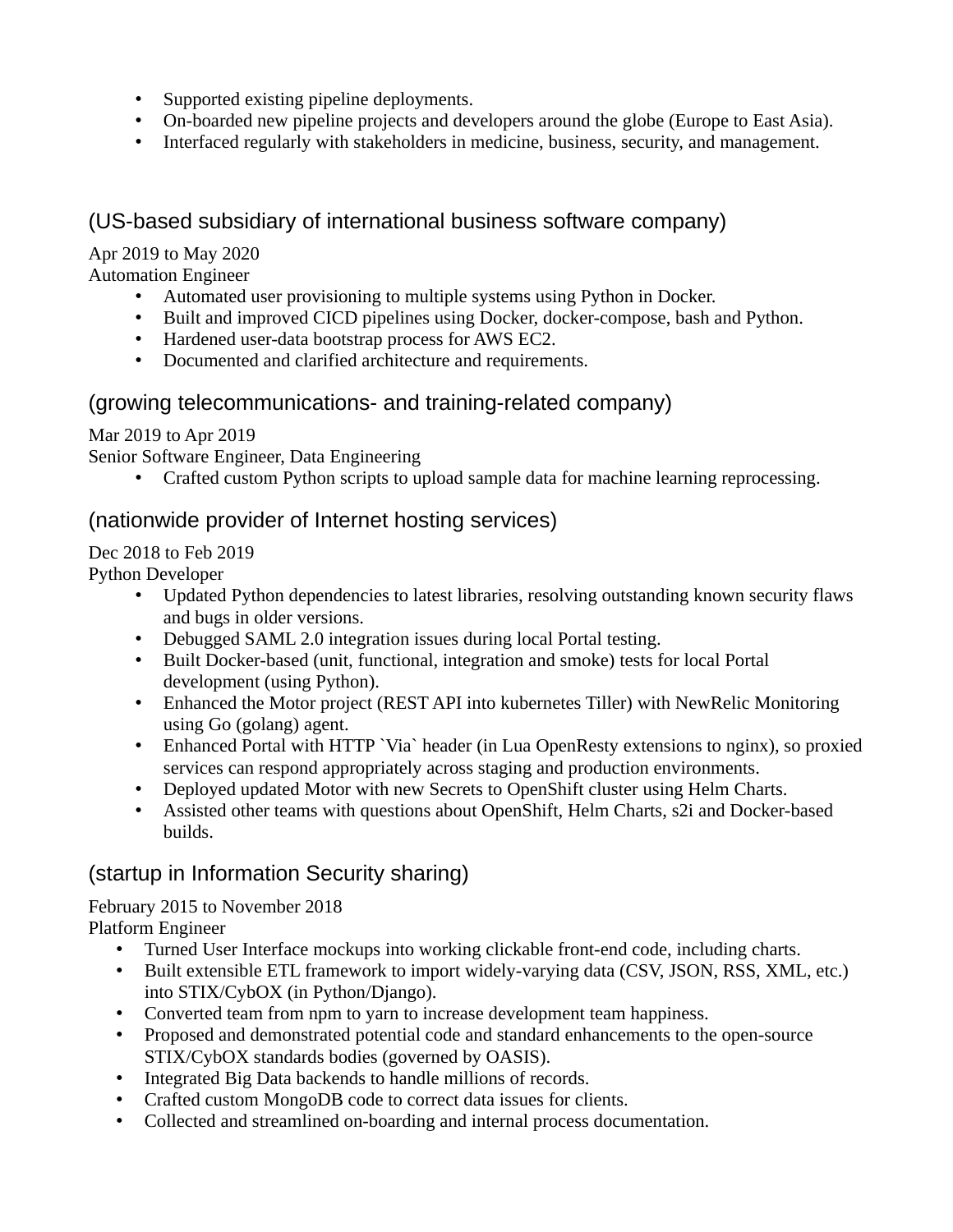- Supported existing pipeline deployments.
- On-boarded new pipeline projects and developers around the globe (Europe to East Asia).
- Interfaced regularly with stakeholders in medicine, business, security, and management.

## (US-based subsidiary of international business software company)

Apr 2019 to May 2020
Automation Engineer

- Automated user provisioning to multiple systems using Python in Docker.
- Built and improved CICD pipelines using Docker, docker-compose, bash and Python.
- Hardened user-data bootstrap process for AWS EC2.
- Documented and clarified architecture and requirements.

## (growing telecommunications- and training-related company)

Mar 2019 to Apr 2019
Senior Software Engineer, Data Engineering

- Crafted custom Python scripts to upload sample data for machine learning reprocessing.

## (nationwide provider of Internet hosting services)

Dec 2018 to Feb 2019
Python Developer

- Updated Python dependencies to latest libraries, resolving outstanding known security flaws and bugs in older versions.
- Debugged SAML 2.0 integration issues during local Portal testing.
- Built Docker-based (unit, functional, integration and smoke) tests for local Portal development (using Python).
- Enhanced the Motor project (REST API into kubernetes Tiller) with NewRelic Monitoring using Go (golang) agent.
- Enhanced Portal with HTTP `Via` header (in Lua OpenResty extensions to nginx), so proxied services can respond appropriately across staging and production environments.
- Deployed updated Motor with new Secrets to OpenShift cluster using Helm Charts.
- Assisted other teams with questions about OpenShift, Helm Charts, s2i and Docker-based builds.

## (startup in Information Security sharing)

February 2015 to November 2018
Platform Engineer

- Turned User Interface mockups into working clickable front-end code, including charts.
- Built extensible ETL framework to import widely-varying data (CSV, JSON, RSS, XML, etc.) into STIX/CybOX (in Python/Django).
- Converted team from npm to yarn to increase development team happiness.
- Proposed and demonstrated potential code and standard enhancements to the open-source STIX/CybOX standards bodies (governed by OASIS).
- Integrated Big Data backends to handle millions of records.
- Crafted custom MongoDB code to correct data issues for clients.
- Collected and streamlined on-boarding and internal process documentation.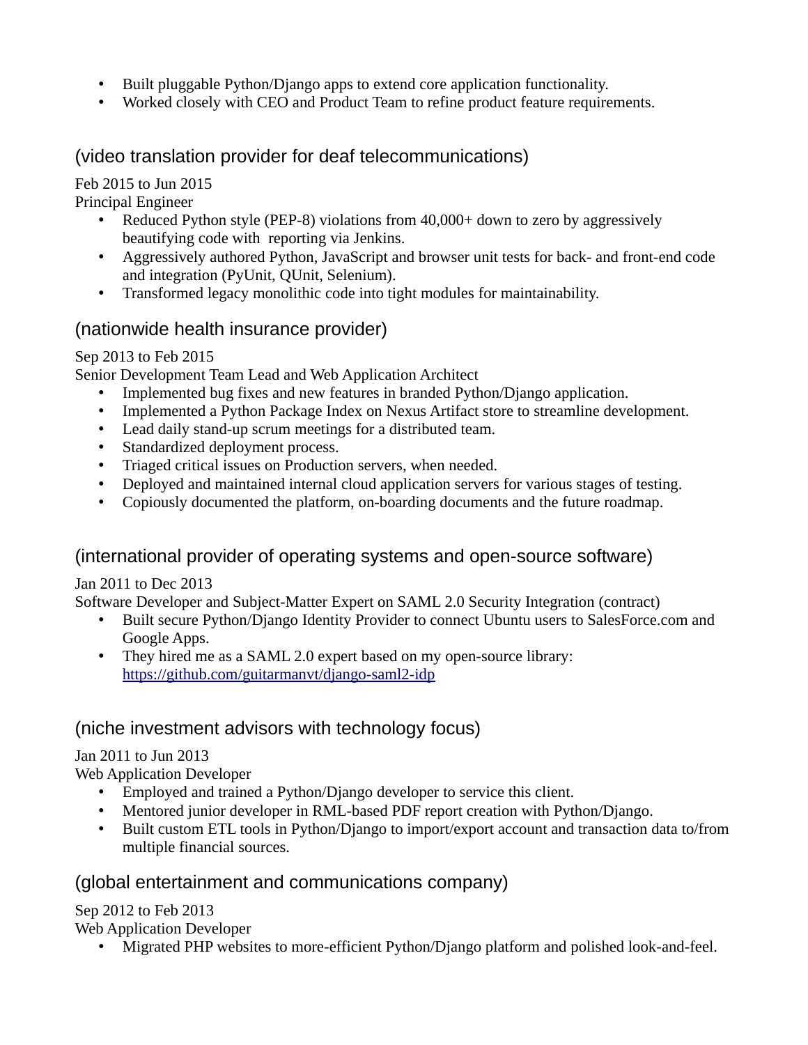- Built pluggable Python/Django apps to extend core application functionality.
- Worked closely with CEO and Product Team to refine product feature requirements.

### (video translation provider for deaf telecommunications)

Feb 2015 to Jun 2015
Principal Engineer

- Reduced Python style (PEP-8) violations from 40,000+ down to zero by aggressively beautifying code with reporting via Jenkins.
- Aggressively authored Python, JavaScript and browser unit tests for back- and front-end code and integration (PyUnit, QUnit, Selenium).
- Transformed legacy monolithic code into tight modules for maintainability.

### (nationwide health insurance provider)

Sep 2013 to Feb 2015
Senior Development Team Lead and Web Application Architect

- Implemented bug fixes and new features in branded Python/Django application.
- Implemented a Python Package Index on Nexus Artifact store to streamline development.
- Lead daily stand-up scrum meetings for a distributed team.
- Standardized deployment process.
- Triaged critical issues on Production servers, when needed.
- Deployed and maintained internal cloud application servers for various stages of testing.
- Copiously documented the platform, on-boarding documents and the future roadmap.

### (international provider of operating systems and open-source software)

Jan 2011 to Dec 2013
Software Developer and Subject-Matter Expert on SAML 2.0 Security Integration (contract)

- Built secure Python/Django Identity Provider to connect Ubuntu users to SalesForce.com and Google Apps.
- They hired me as a SAML 2.0 expert based on my open-source library: [https://github.com/guitarmanvt/django-saml2-idp](https://github.com/guitarmanvt/django-saml2-idp)

### (niche investment advisors with technology focus)

Jan 2011 to Jun 2013
Web Application Developer

- Employed and trained a Python/Django developer to service this client.
- Mentored junior developer in RML-based PDF report creation with Python/Django.
- Built custom ETL tools in Python/Django to import/export account and transaction data to/from multiple financial sources.

### (global entertainment and communications company)

Sep 2012 to Feb 2013
Web Application Developer

- Migrated PHP websites to more-efficient Python/Django platform and polished look-and-feel.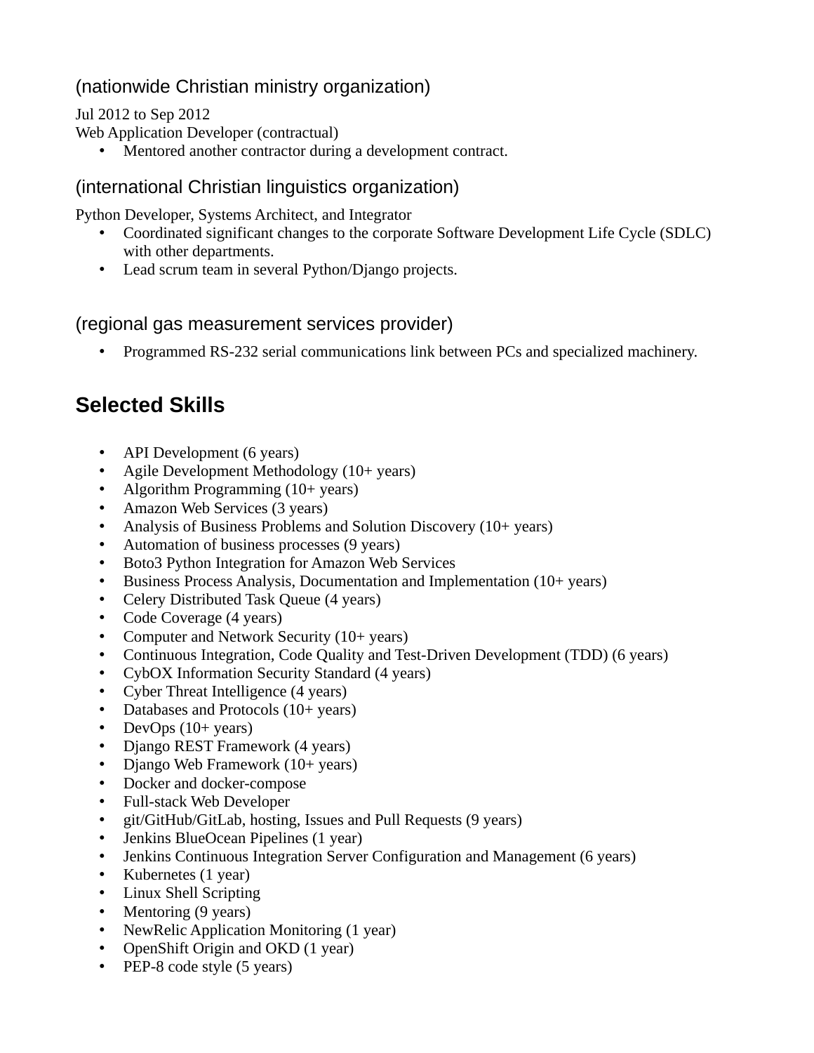### (nationwide Christian ministry organization)

Jul 2012 to Sep 2012
Web Application Developer (contractual)

- Mentored another contractor during a development contract.

### (international Christian linguistics organization)

Python Developer, Systems Architect, and Integrator

- Coordinated significant changes to the corporate Software Development Life Cycle (SDLC) with other departments.
- Lead scrum team in several Python/Django projects.

### (regional gas measurement services provider)

- Programmed RS-232 serial communications link between PCs and specialized machinery.

## Selected Skills

- API Development (6 years)
- Agile Development Methodology (10+ years)
- Algorithm Programming (10+ years)
- Amazon Web Services (3 years)
- Analysis of Business Problems and Solution Discovery (10+ years)
- Automation of business processes (9 years)
- Boto3 Python Integration for Amazon Web Services
- Business Process Analysis, Documentation and Implementation (10+ years)
- Celery Distributed Task Queue (4 years)
- Code Coverage (4 years)
- Computer and Network Security (10+ years)
- Continuous Integration, Code Quality and Test-Driven Development (TDD) (6 years)
- CybOX Information Security Standard (4 years)
- Cyber Threat Intelligence (4 years)
- Databases and Protocols (10+ years)
- DevOps (10+ years)
- Django REST Framework (4 years)
- Django Web Framework (10+ years)
- Docker and docker-compose
- Full-stack Web Developer
- git/GitHub/GitLab, hosting, Issues and Pull Requests (9 years)
- Jenkins BlueOcean Pipelines (1 year)
- Jenkins Continuous Integration Server Configuration and Management (6 years)
- Kubernetes (1 year)
- Linux Shell Scripting
- Mentoring (9 years)
- NewRelic Application Monitoring (1 year)
- OpenShift Origin and OKD (1 year)
- PEP-8 code style (5 years)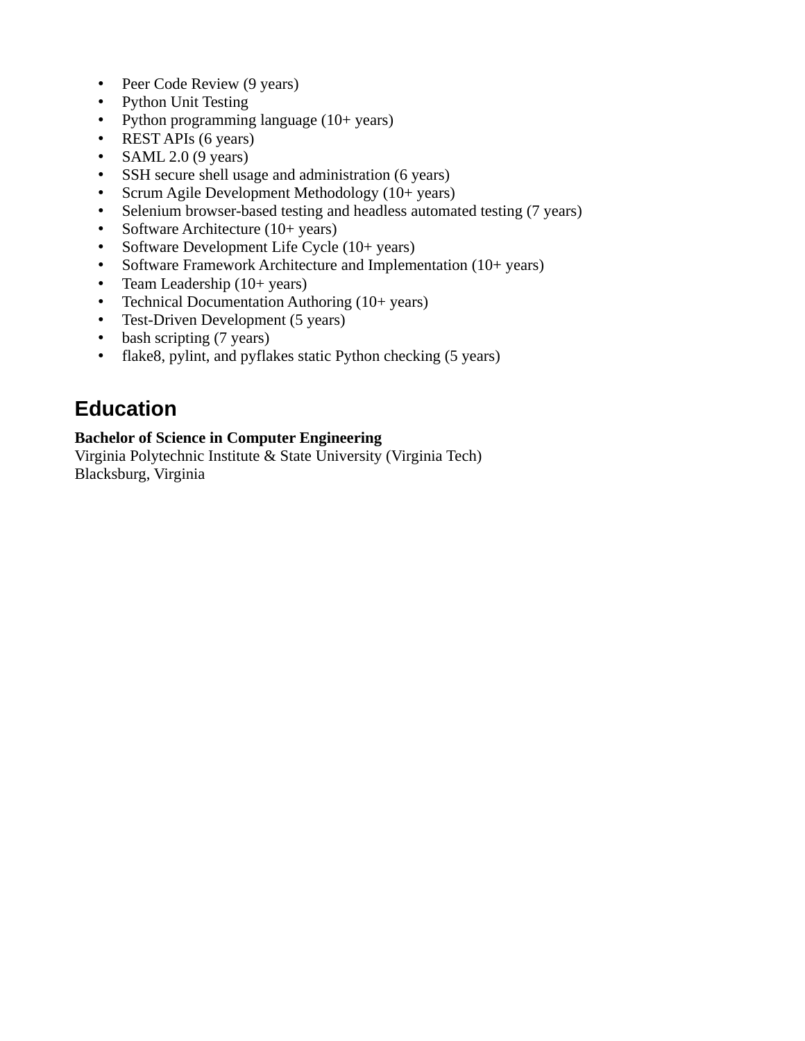- Peer Code Review (9 years)
- Python Unit Testing
- Python programming language (10+ years)
- REST APIs (6 years)
- SAML 2.0 (9 years)
- SSH secure shell usage and administration (6 years)
- Scrum Agile Development Methodology (10+ years)
- Selenium browser-based testing and headless automated testing (7 years)
- Software Architecture (10+ years)
- Software Development Life Cycle (10+ years)
- Software Framework Architecture and Implementation (10+ years)
- Team Leadership (10+ years)
- Technical Documentation Authoring (10+ years)
- Test-Driven Development (5 years)
- bash scripting (7 years)
- flake8, pylint, and pyflakes static Python checking (5 years)

## Education

**Bachelor of Science in Computer Engineering**
Virginia Polytechnic Institute & State University (Virginia Tech)
Blacksburg, Virginia